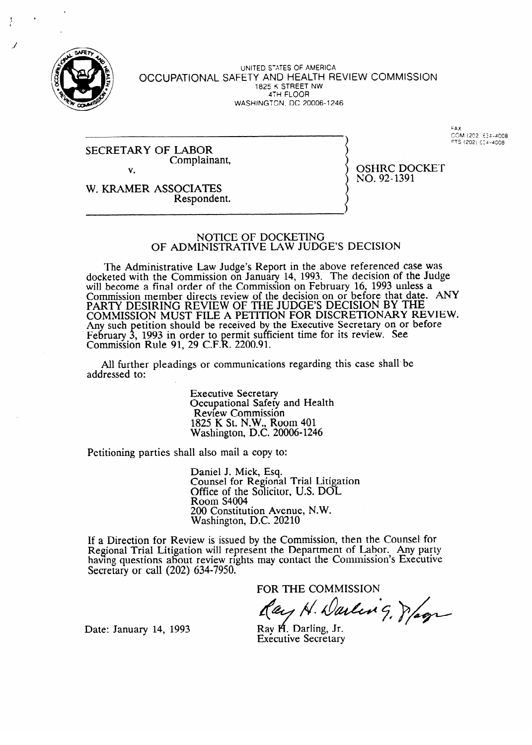UNITED STATES OF AMERICA
OCCUPATIONAL SAFETY AND HEALTH REVIEW COMMISSION
1825 K STREET NW
4TH FLOOR
WASHINGTON, DC 20006-1246

FAX
COM (202) 634-4008
FTS (202) 634-4008

| | |
|---|---|
| SECRETARY OF LABOR<br>Complainant,<br>v.<br>W. KRAMER ASSOCIATES<br>Respondent. | OSHRC DOCKET<br>NO. 92-1391 |

## NOTICE OF DOCKETING OF ADMINISTRATIVE LAW JUDGE'S DECISION

The Administrative Law Judge's Report in the above referenced case was docketed with the Commission on January 14, 1993. The decision of the Judge will become a final order of the Commission on February 16, 1993 unless a Commission member directs review of the decision on or before that date. ANY PARTY DESIRING REVIEW OF THE JUDGE'S DECISION BY THE COMMISSION MUST FILE A PETITION FOR DISCRETIONARY REVIEW. Any such petition should be received by the Executive Secretary on or before February 3, 1993 in order to permit sufficient time for its review. See Commission Rule 91, 29 C.F.R. 2200.91.

All further pleadings or communications regarding this case shall be addressed to:

Executive Secretary
Occupational Safety and Health
Review Commission
1825 K St. N.W., Room 401
Washington, D.C. 20006-1246

Petitioning parties shall also mail a copy to:

Daniel J. Mick, Esq.
Counsel for Regional Trial Litigation
Office of the Solicitor, U.S. DOL
Room S4004
200 Constitution Avenue, N.W.
Washington, D.C. 20210

If a Direction for Review is issued by the Commission, then the Counsel for Regional Trial Litigation will represent the Department of Labor. Any party having questions about review rights may contact the Commission's Executive Secretary or call (202) 634-7950.

FOR THE COMMISSION

Ray H. Darling, Jr.
Executive Secretary

Date: January 14, 1993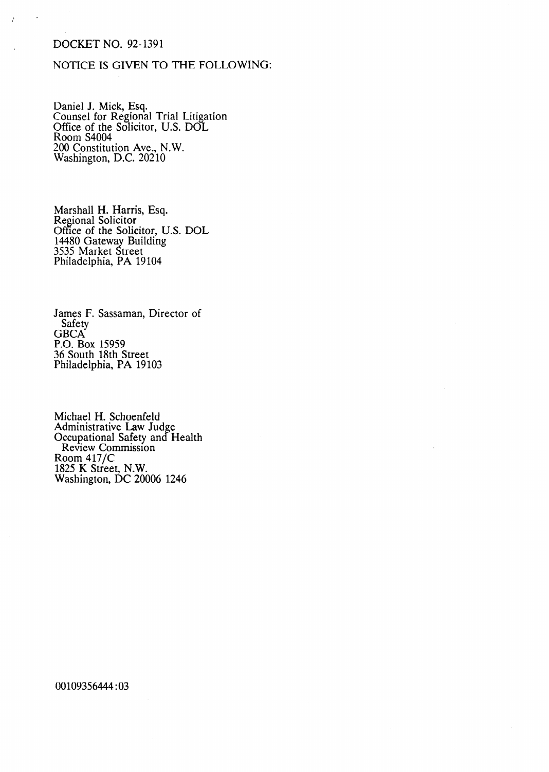DOCKET NO. 92-1391

NOTICE IS GIVEN TO THE FOLLOWING:

Daniel J. Mick, Esq.  
Counsel for Regional Trial Litigation  
Office of the Solicitor, U.S. DOL  
Room S4004  
200 Constitution Ave., N.W.  
Washington, D.C. 20210

Marshall H. Harris, Esq.  
Regional Solicitor  
Office of the Solicitor, U.S. DOL  
14480 Gateway Building  
3535 Market Street  
Philadelphia, PA 19104

James F. Sassaman, Director of Safety  
GBCA  
P.O. Box 15959  
36 South 18th Street  
Philadelphia, PA 19103

Michael H. Schoenfeld  
Administrative Law Judge  
Occupational Safety and Health Review Commission  
Room 417/C  
1825 K Street, N.W.  
Washington, DC 20006 1246

00109356444:03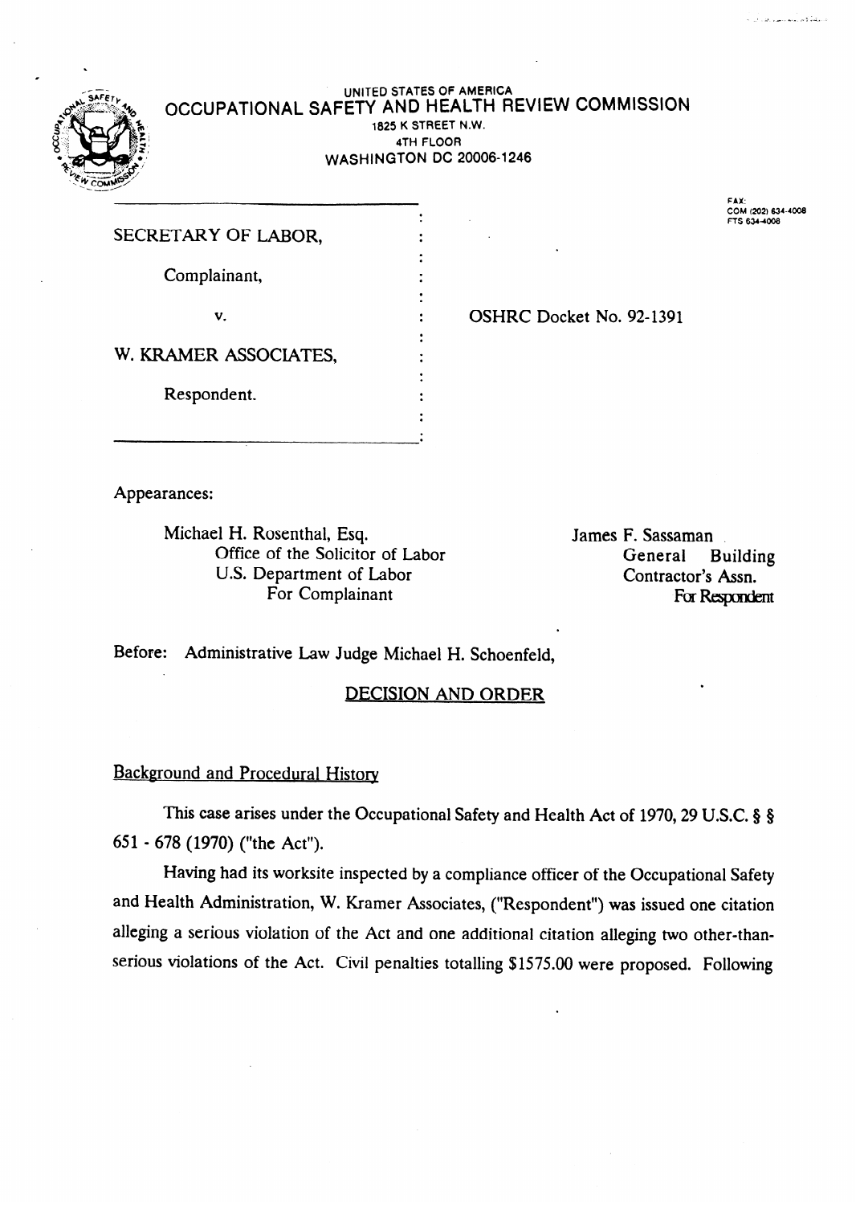UNITED STATES OF AMERICA

OCCUPATIONAL SAFETY AND HEALTH REVIEW COMMISSION

1825 K STREET N.W.
4TH FLOOR
WASHINGTON DC 20006-1246

FAX:
COM (202) 634-4008
FTS 634-4008

SECRETARY OF LABOR,

Complainant,

v.

W. KRAMER ASSOCIATES,

Respondent.

OSHRC Docket No. 92-1391

Appearances:

Michael H. Rosenthal, Esq.
Office of the Solicitor of Labor
U.S. Department of Labor
For Complainant

James F. Sassaman
General Building Contractor's Assn.
For Respondent

Before: Administrative Law Judge Michael H. Schoenfeld,

## DECISION AND ORDER

### Background and Procedural History

This case arises under the Occupational Safety and Health Act of 1970, 29 U.S.C. § § 651 - 678 (1970) ("the Act").

Having had its worksite inspected by a compliance officer of the Occupational Safety and Health Administration, W. Kramer Associates, ("Respondent") was issued one citation alleging a serious violation of the Act and one additional citation alleging two other-than-serious violations of the Act. Civil penalties totalling $1575.00 were proposed. Following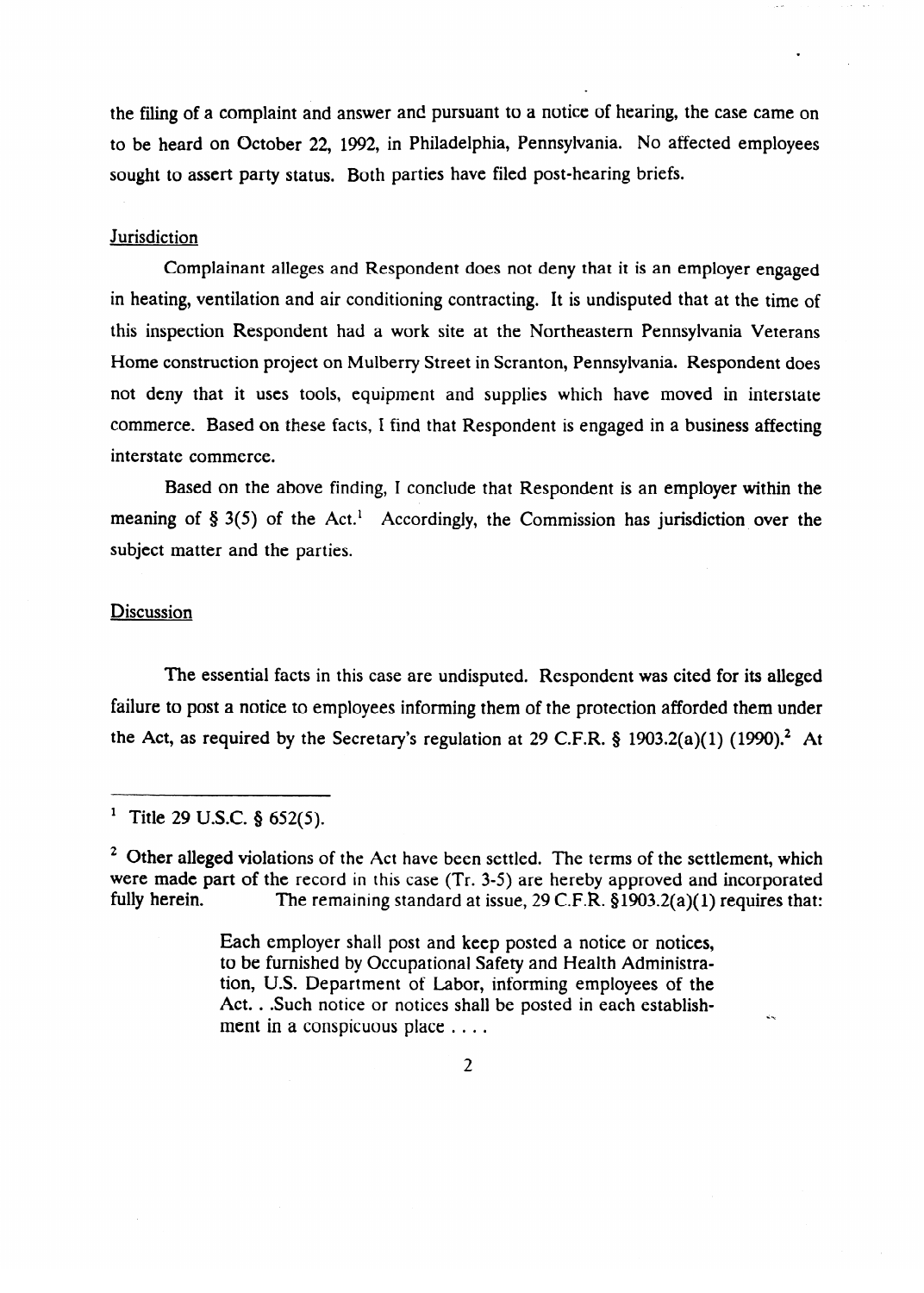the filing of a complaint and answer and pursuant to a notice of hearing, the case came on to be heard on October 22, 1992, in Philadelphia, Pennsylvania. No affected employees sought to assert party status. Both parties have filed post-hearing briefs.

Jurisdiction

Complainant alleges and Respondent does not deny that it is an employer engaged in heating, ventilation and air conditioning contracting. It is undisputed that at the time of this inspection Respondent had a work site at the Northeastern Pennsylvania Veterans Home construction project on Mulberry Street in Scranton, Pennsylvania. Respondent does not deny that it uses tools, equipment and supplies which have moved in interstate commerce. Based on these facts, I find that Respondent is engaged in a business affecting interstate commerce.

Based on the above finding, I conclude that Respondent is an employer within the meaning of § 3(5) of the Act.[1] Accordingly, the Commission has jurisdiction over the subject matter and the parties.

Discussion

The essential facts in this case are undisputed. Respondent was cited for its alleged failure to post a notice to employees informing them of the protection afforded them under the Act, as required by the Secretary's regulation at 29 C.F.R. § 1903.2(a)(1) (1990).[2] At

---

[1] Title 29 U.S.C. § 652(5).

[2] Other alleged violations of the Act have been settled. The terms of the settlement, which were made part of the record in this case (Tr. 3-5) are hereby approved and incorporated fully herein. The remaining standard at issue, 29 C.F.R. §1903.2(a)(1) requires that:

> Each employer shall post and keep posted a notice or notices, to be furnished by Occupational Safety and Health Administration, U.S. Department of Labor, informing employees of the Act. . .Such notice or notices shall be posted in each establishment in a conspicuous place . . . .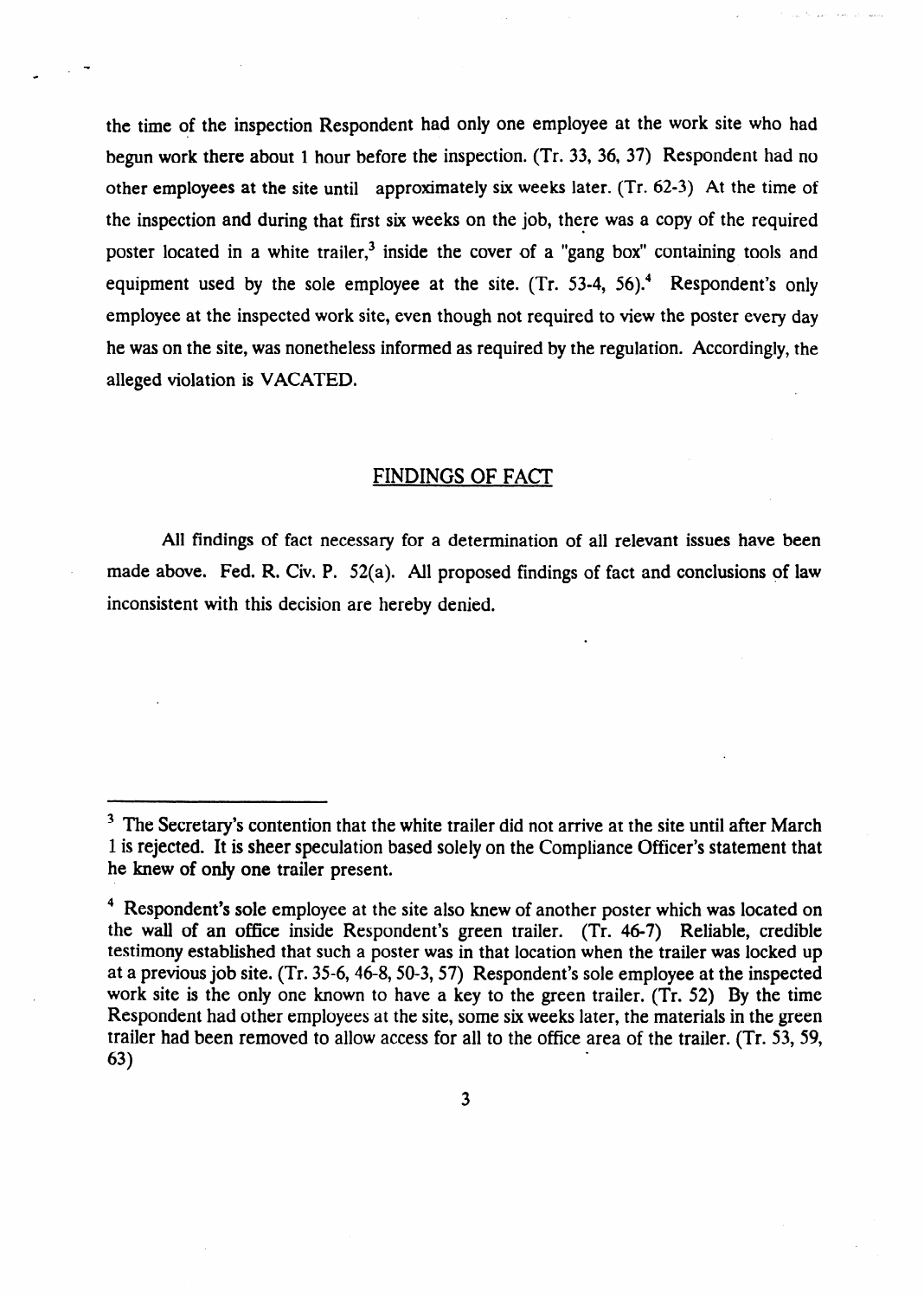the time of the inspection Respondent had only one employee at the work site who had begun work there about 1 hour before the inspection. (Tr. 33, 36, 37) Respondent had no other employees at the site until approximately six weeks later. (Tr. 62-3) At the time of the inspection and during that first six weeks on the job, there was a copy of the required poster located in a white trailer,[3] inside the cover of a "gang box" containing tools and equipment used by the sole employee at the site. (Tr. 53-4, 56).[4] Respondent's only employee at the inspected work site, even though not required to view the poster every day he was on the site, was nonetheless informed as required by the regulation. Accordingly, the alleged violation is VACATED.

## FINDINGS OF FACT

All findings of fact necessary for a determination of all relevant issues have been made above. Fed. R. Civ. P. 52(a). All proposed findings of fact and conclusions of law inconsistent with this decision are hereby denied.

---

[3] The Secretary's contention that the white trailer did not arrive at the site until after March 1 is rejected. It is sheer speculation based solely on the Compliance Officer's statement that he knew of only one trailer present.

[4] Respondent's sole employee at the site also knew of another poster which was located on the wall of an office inside Respondent's green trailer. (Tr. 46-7) Reliable, credible testimony established that such a poster was in that location when the trailer was locked up at a previous job site. (Tr. 35-6, 46-8, 50-3, 57) Respondent's sole employee at the inspected work site is the only one known to have a key to the green trailer. (Tr. 52) By the time Respondent had other employees at the site, some six weeks later, the materials in the green trailer had been removed to allow access for all to the office area of the trailer. (Tr. 53, 59, 63)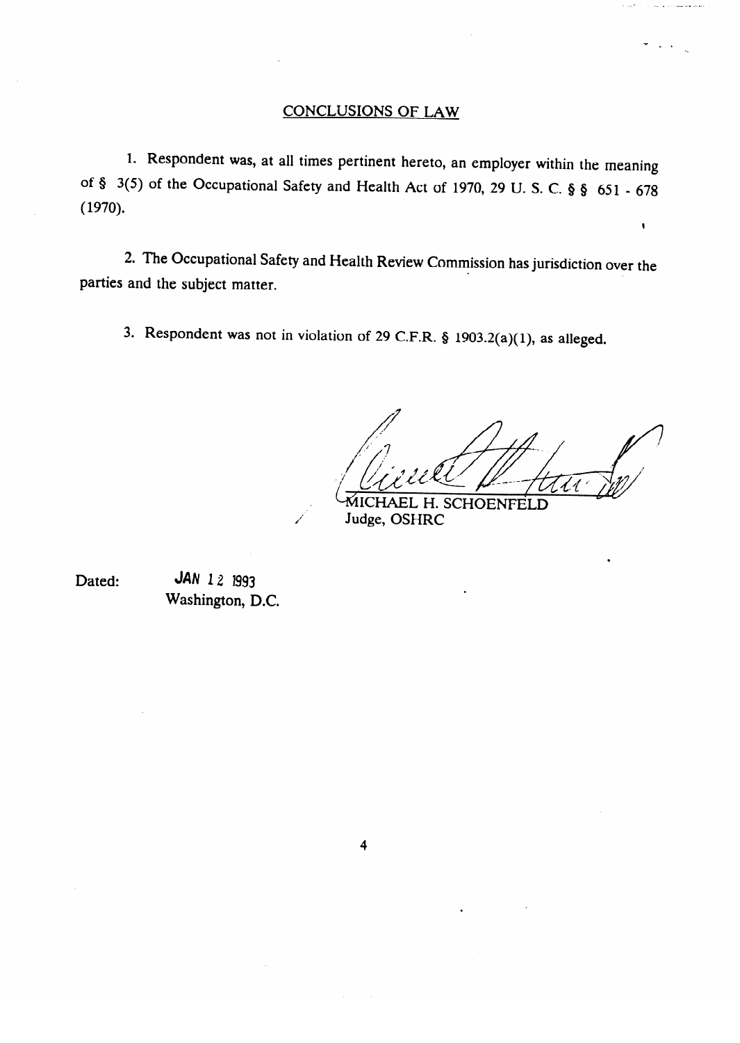## CONCLUSIONS OF LAW

1. Respondent was, at all times pertinent hereto, an employer within the meaning of § 3(5) of the Occupational Safety and Health Act of 1970, 29 U. S. C. § § 651 - 678 (1970).

2. The Occupational Safety and Health Review Commission has jurisdiction over the parties and the subject matter.

3. Respondent was not in violation of 29 C.F.R. § 1903.2(a)(1), as alleged.

MICHAEL H. SCHOENFELD
Judge, OSHRC

Dated: JAN 12 1993
Washington, D.C.